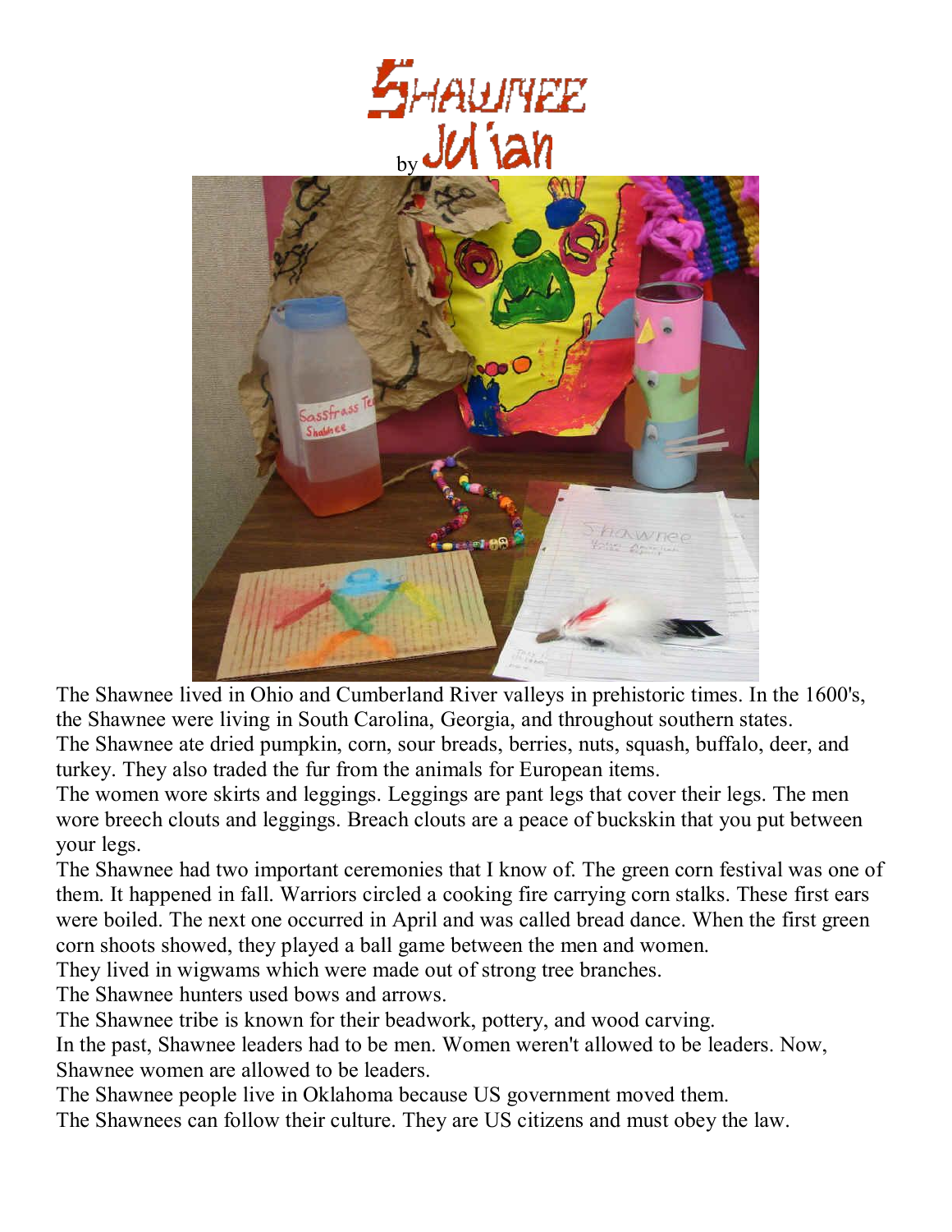# SHAWNEE

by Jul'ian

The Shawnee lived in Ohio and Cumberland River valleys in prehistoric times. In the 1600's, the Shawnee were living in South Carolina, Georgia, and throughout southern states.

The Shawnee ate dried pumpkin, corn, sour breads, berries, nuts, squash, buffalo, deer, and turkey. They also traded the fur from the animals for European items.

The women wore skirts and leggings. Leggings are pant legs that cover their legs. The men wore breech clouts and leggings. Breach clouts are a peace of buckskin that you put between your legs.

The Shawnee had two important ceremonies that I know of. The green corn festival was one of them. It happened in fall. Warriors circled a cooking fire carrying corn stalks. These first ears were boiled. The next one occurred in April and was called bread dance. When the first green corn shoots showed, they played a ball game between the men and women.

They lived in wigwams which were made out of strong tree branches.

The Shawnee hunters used bows and arrows.

The Shawnee tribe is known for their beadwork, pottery, and wood carving.

In the past, Shawnee leaders had to be men. Women weren't allowed to be leaders. Now, Shawnee women are allowed to be leaders.

The Shawnee people live in Oklahoma because US government moved them.

The Shawnees can follow their culture. They are US citizens and must obey the law.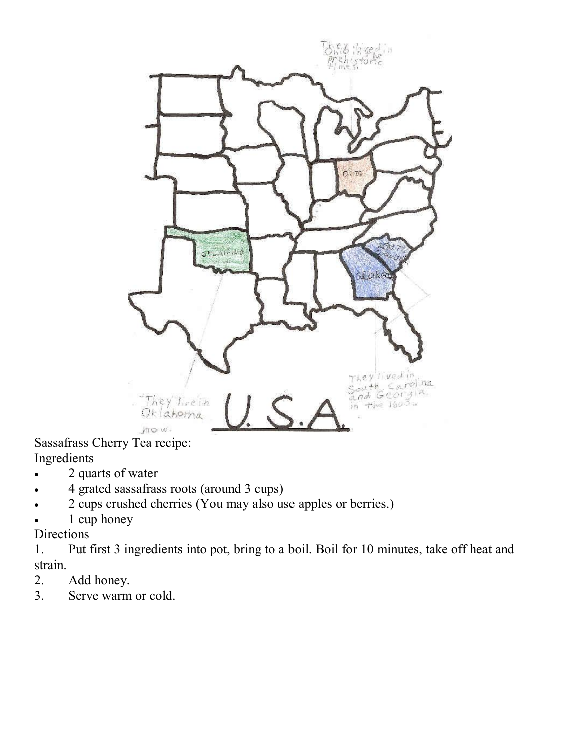They lived in Ohio in the prehistoric times.

OHIO

OKLAHOMA

SOUTH CAROLINA

GEORGIA

They lived in South Carolina and Georgia in the 1800s.

They live in Oklahoma now.

U.S.A.

Sassafrass Cherry Tea recipe:

Ingredients

- 2 quarts of water
- 4 grated sassafrass roots (around 3 cups)
- 2 cups crushed cherries (You may also use apples or berries.)
- 1 cup honey

Directions

1. Put first 3 ingredients into pot, bring to a boil. Boil for 10 minutes, take off heat and strain.
2. Add honey.
3. Serve warm or cold.